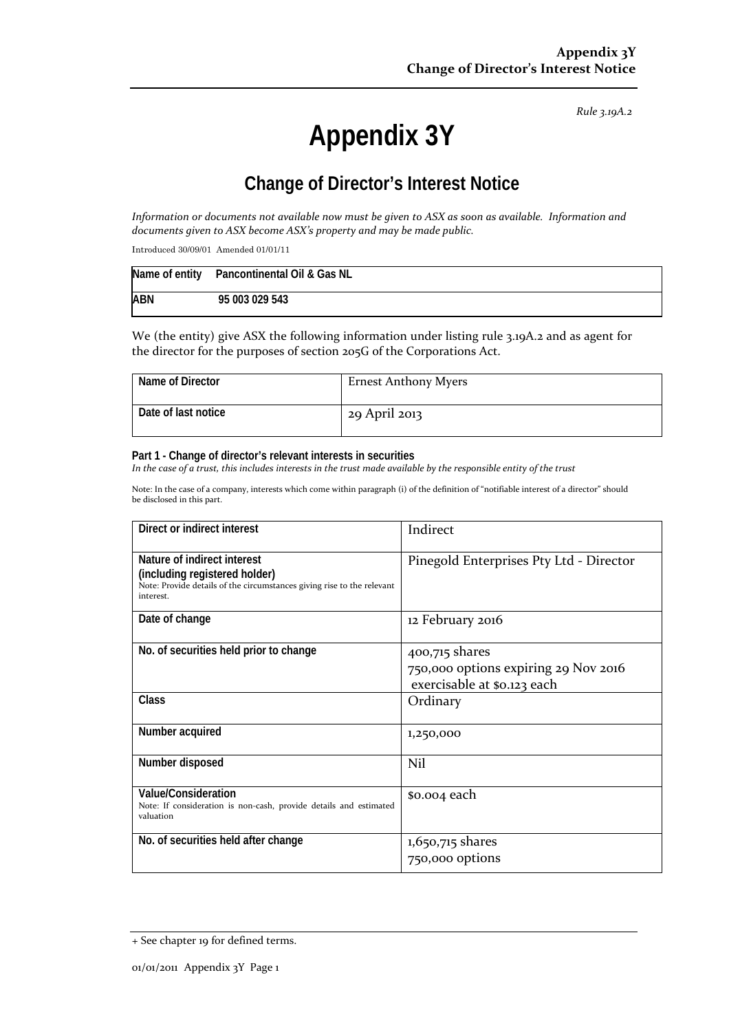*Rule 3.19A.2*

# Appendix 3Y

## Change of Director's Interest Notice

*Information or documents not available now must be given to ASX as soon as available. Information and documents given to ASX become ASX's property and may be made public.*

Introduced 30/09/01 Amended 01/01/11

| Name of entity | Pancontinental Oil & Gas NL |
|---|---|
| ABN | 95 003 029 543 |

We (the entity) give ASX the following information under listing rule 3.19A.2 and as agent for the director for the purposes of section 205G of the Corporations Act.

| Name of Director | Ernest Anthony Myers |
|---|---|
| Date of last notice | 29 April 2013 |

**Part 1 - Change of director's relevant interests in securities**
*In the case of a trust, this includes interests in the trust made available by the responsible entity of the trust*

Note: In the case of a company, interests which come within paragraph (i) of the definition of "notifiable interest of a director" should be disclosed in this part.

| Direct or indirect interest | Indirect |
|---|---|
| **Nature of indirect interest (including registered holder)**<br>Note: Provide details of the circumstances giving rise to the relevant interest. | Pinegold Enterprises Pty Ltd - Director |
| **Date of change** | 12 February 2016 |
| **No. of securities held prior to change** | 400,715 shares<br>750,000 options expiring 29 Nov 2016 exercisable at $0.123 each |
| **Class** | Ordinary |
| **Number acquired** | 1,250,000 |
| **Number disposed** | Nil |
| **Value/Consideration**<br>Note: If consideration is non-cash, provide details and estimated valuation | $0.004 each |
| **No. of securities held after change** | 1,650,715 shares<br>750,000 options |

+ See chapter 19 for defined terms.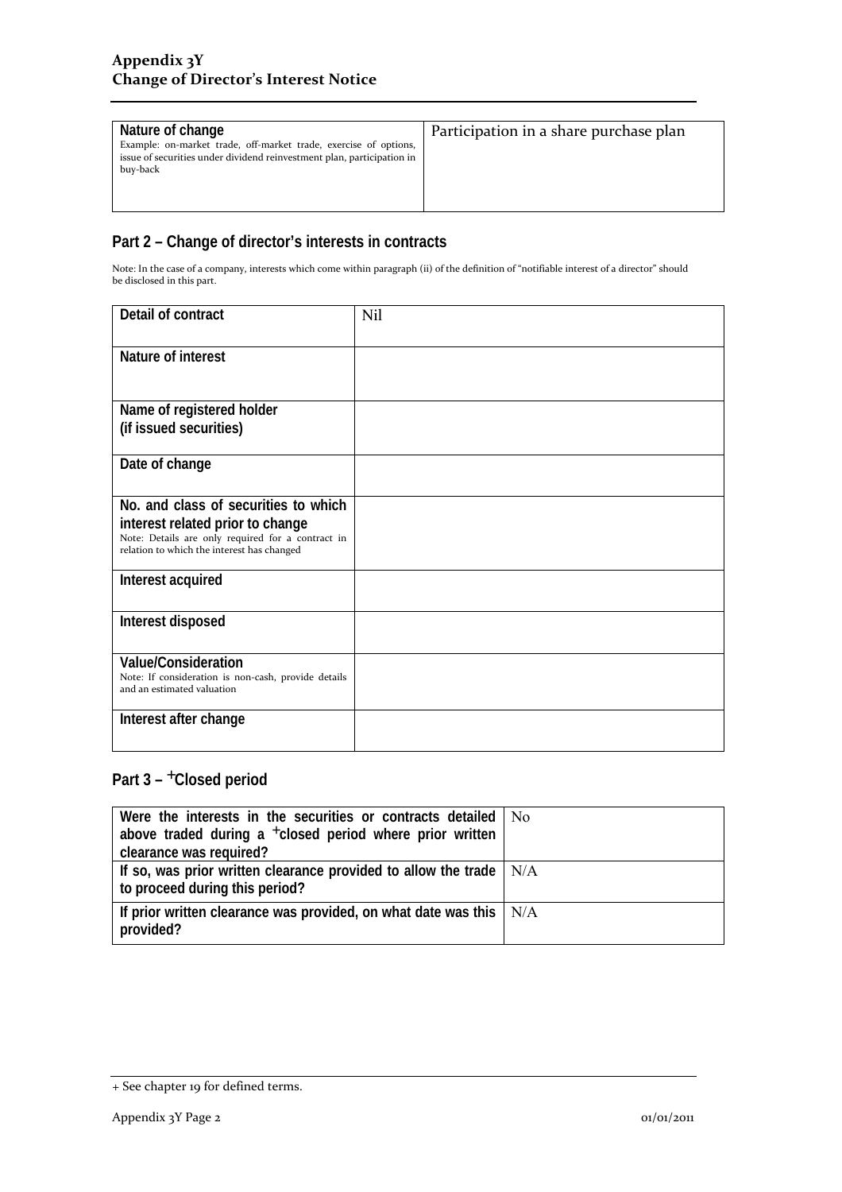| | |
|---|---|
| **Nature of change**<br>Example: on-market trade, off-market trade, exercise of options, issue of securities under dividend reinvestment plan, participation in buy-back | Participation in a share purchase plan |

## Part 2 – Change of director's interests in contracts

Note: In the case of a company, interests which come within paragraph (ii) of the definition of "notifiable interest of a director" should be disclosed in this part.

| | |
|---|---|
| **Detail of contract** | Nil |
| **Nature of interest** | |
| **Name of registered holder (if issued securities)** | |
| **Date of change** | |
| **No. and class of securities to which interest related prior to change**<br>Note: Details are only required for a contract in relation to which the interest has changed | |
| **Interest acquired** | |
| **Interest disposed** | |
| **Value/Consideration**<br>Note: If consideration is non-cash, provide details and an estimated valuation | |
| **Interest after change** | |

## Part 3 – +Closed period

| | |
|---|---|
| **Were the interests in the securities or contracts detailed above traded during a +closed period where prior written clearance was required?** | No |
| **If so, was prior written clearance provided to allow the trade to proceed during this period?** | N/A |
| **If prior written clearance was provided, on what date was this provided?** | N/A |

+ See chapter 19 for defined terms.